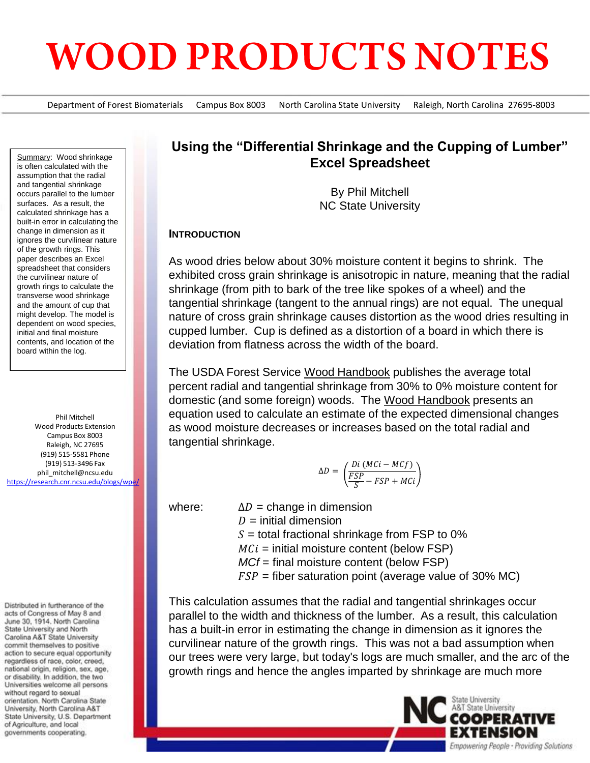# WOOD PRODUCTS NOTES

Department of Forest Biomaterials Campus Box 8003 North Carolina State University Raleigh, North Carolina 27695-8003

Summary: Wood shrinkage is often calculated with the assumption that the radial and tangential shrinkage occurs parallel to the lumber surfaces. As a result, the calculated shrinkage has a built-in error in calculating the change in dimension as it ignores the curvilinear nature of the growth rings. This paper describes an Excel spreadsheet that considers the curvilinear nature of growth rings to calculate the transverse wood shrinkage and the amount of cup that might develop. The model is dependent on wood species, initial and final moisture contents, and location of the board within the log.

Phil Mitchell
Wood Products Extension
Campus Box 8003
Raleigh, NC 27695
(919) 515-5581 Phone
(919) 513-3496 Fax
phil_mitchell@ncsu.edu
https://research.cnr.ncsu.edu/blogs/wpe/

## Using the "Differential Shrinkage and the Cupping of Lumber" Excel Spreadsheet

By Phil Mitchell
NC State University

### Introduction

As wood dries below about 30% moisture content it begins to shrink. The exhibited cross grain shrinkage is anisotropic in nature, meaning that the radial shrinkage (from pith to bark of the tree like spokes of a wheel) and the tangential shrinkage (tangent to the annual rings) are not equal. The unequal nature of cross grain shrinkage causes distortion as the wood dries resulting in cupped lumber. Cup is defined as a distortion of a board in which there is deviation from flatness across the width of the board.

The USDA Forest Service Wood Handbook publishes the average total percent radial and tangential shrinkage from 30% to 0% moisture content for domestic (and some foreign) woods. The Wood Handbook presents an equation used to calculate an estimate of the expected dimensional changes as wood moisture decreases or increases based on the total radial and tangential shrinkage.

$$\Delta D = \left( \frac{Di\ (MCi - MCf)}{\frac{FSP}{S} - FSP + MCi} \right)$$

where:
- $\Delta D$ = change in dimension
- $D$ = initial dimension
- $S$ = total fractional shrinkage from FSP to 0%
- $MCi$ = initial moisture content (below FSP)
- $MCf$ = final moisture content (below FSP)
- $FSP$ = fiber saturation point (average value of 30% MC)

This calculation assumes that the radial and tangential shrinkages occur parallel to the width and thickness of the lumber. As a result, this calculation has a built-in error in estimating the change in dimension as it ignores the curvilinear nature of the growth rings. This was not a bad assumption when our trees were very large, but today's logs are much smaller, and the arc of the growth rings and hence the angles imparted by shrinkage are much more

Distributed in furtherance of the acts of Congress of May 8 and June 30, 1914. North Carolina State University and North Carolina A&T State University commit themselves to positive action to secure equal opportunity regardless of race, color, creed, national origin, religion, sex, age, or disability. In addition, the two Universities welcome all persons without regard to sexual orientation. North Carolina State University, North Carolina A&T State University, U.S. Department of Agriculture, and local governments cooperating.

NC State University A&T State University COOPERATIVE EXTENSION — Empowering People · Providing Solutions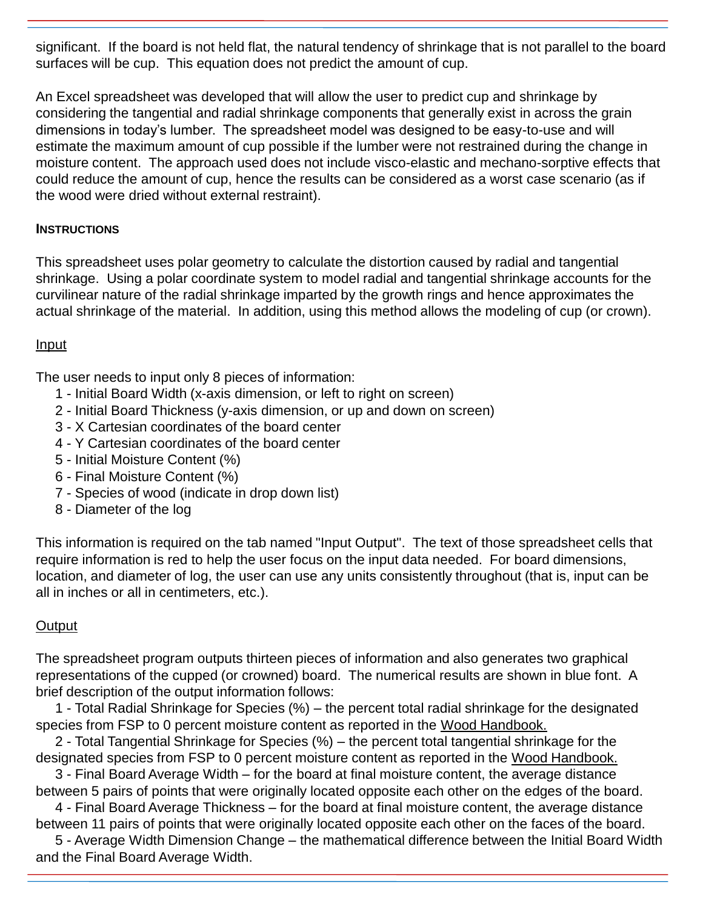significant. If the board is not held flat, the natural tendency of shrinkage that is not parallel to the board surfaces will be cup. This equation does not predict the amount of cup.

An Excel spreadsheet was developed that will allow the user to predict cup and shrinkage by considering the tangential and radial shrinkage components that generally exist in across the grain dimensions in today's lumber. The spreadsheet model was designed to be easy-to-use and will estimate the maximum amount of cup possible if the lumber were not restrained during the change in moisture content. The approach used does not include visco-elastic and mechano-sorptive effects that could reduce the amount of cup, hence the results can be considered as a worst case scenario (as if the wood were dried without external restraint).

### INSTRUCTIONS

This spreadsheet uses polar geometry to calculate the distortion caused by radial and tangential shrinkage. Using a polar coordinate system to model radial and tangential shrinkage accounts for the curvilinear nature of the radial shrinkage imparted by the growth rings and hence approximates the actual shrinkage of the material. In addition, using this method allows the modeling of cup (or crown).

#### Input

The user needs to input only 8 pieces of information:

1 - Initial Board Width (x-axis dimension, or left to right on screen)
2 - Initial Board Thickness (y-axis dimension, or up and down on screen)
3 - X Cartesian coordinates of the board center
4 - Y Cartesian coordinates of the board center
5 - Initial Moisture Content (%)
6 - Final Moisture Content (%)
7 - Species of wood (indicate in drop down list)
8 - Diameter of the log

This information is required on the tab named "Input Output". The text of those spreadsheet cells that require information is red to help the user focus on the input data needed. For board dimensions, location, and diameter of log, the user can use any units consistently throughout (that is, input can be all in inches or all in centimeters, etc.).

#### Output

The spreadsheet program outputs thirteen pieces of information and also generates two graphical representations of the cupped (or crowned) board. The numerical results are shown in blue font. A brief description of the output information follows:

1 - Total Radial Shrinkage for Species (%) – the percent total radial shrinkage for the designated species from FSP to 0 percent moisture content as reported in the Wood Handbook.

2 - Total Tangential Shrinkage for Species (%) – the percent total tangential shrinkage for the designated species from FSP to 0 percent moisture content as reported in the Wood Handbook.

3 - Final Board Average Width – for the board at final moisture content, the average distance between 5 pairs of points that were originally located opposite each other on the edges of the board.

4 - Final Board Average Thickness – for the board at final moisture content, the average distance between 11 pairs of points that were originally located opposite each other on the faces of the board.

5 - Average Width Dimension Change – the mathematical difference between the Initial Board Width and the Final Board Average Width.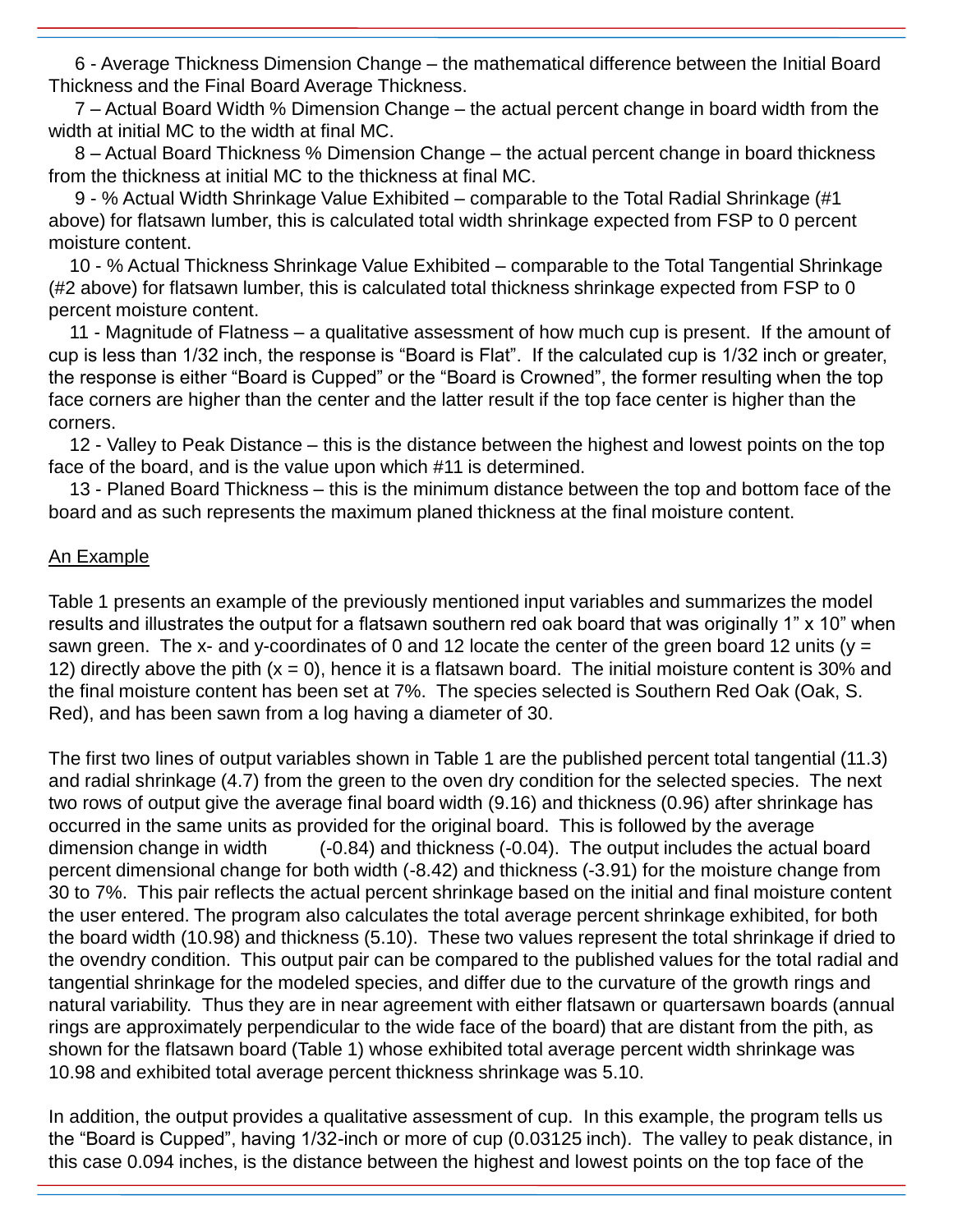6 - Average Thickness Dimension Change – the mathematical difference between the Initial Board Thickness and the Final Board Average Thickness.

7 – Actual Board Width % Dimension Change – the actual percent change in board width from the width at initial MC to the width at final MC.

8 – Actual Board Thickness % Dimension Change – the actual percent change in board thickness from the thickness at initial MC to the thickness at final MC.

9 - % Actual Width Shrinkage Value Exhibited – comparable to the Total Radial Shrinkage (#1 above) for flatsawn lumber, this is calculated total width shrinkage expected from FSP to 0 percent moisture content.

10 - % Actual Thickness Shrinkage Value Exhibited – comparable to the Total Tangential Shrinkage (#2 above) for flatsawn lumber, this is calculated total thickness shrinkage expected from FSP to 0 percent moisture content.

11 - Magnitude of Flatness – a qualitative assessment of how much cup is present. If the amount of cup is less than 1/32 inch, the response is "Board is Flat". If the calculated cup is 1/32 inch or greater, the response is either "Board is Cupped" or the "Board is Crowned", the former resulting when the top face corners are higher than the center and the latter result if the top face center is higher than the corners.

12 - Valley to Peak Distance – this is the distance between the highest and lowest points on the top face of the board, and is the value upon which #11 is determined.

13 - Planed Board Thickness – this is the minimum distance between the top and bottom face of the board and as such represents the maximum planed thickness at the final moisture content.

An Example

Table 1 presents an example of the previously mentioned input variables and summarizes the model results and illustrates the output for a flatsawn southern red oak board that was originally 1" x 10" when sawn green. The x- and y-coordinates of 0 and 12 locate the center of the green board 12 units (y = 12) directly above the pith (x = 0), hence it is a flatsawn board. The initial moisture content is 30% and the final moisture content has been set at 7%. The species selected is Southern Red Oak (Oak, S. Red), and has been sawn from a log having a diameter of 30.

The first two lines of output variables shown in Table 1 are the published percent total tangential (11.3) and radial shrinkage (4.7) from the green to the oven dry condition for the selected species. The next two rows of output give the average final board width (9.16) and thickness (0.96) after shrinkage has occurred in the same units as provided for the original board. This is followed by the average dimension change in width (-0.84) and thickness (-0.04). The output includes the actual board percent dimensional change for both width (-8.42) and thickness (-3.91) for the moisture change from 30 to 7%. This pair reflects the actual percent shrinkage based on the initial and final moisture content the user entered. The program also calculates the total average percent shrinkage exhibited, for both the board width (10.98) and thickness (5.10). These two values represent the total shrinkage if dried to the ovendry condition. This output pair can be compared to the published values for the total radial and tangential shrinkage for the modeled species, and differ due to the curvature of the growth rings and natural variability. Thus they are in near agreement with either flatsawn or quartersawn boards (annual rings are approximately perpendicular to the wide face of the board) that are distant from the pith, as shown for the flatsawn board (Table 1) whose exhibited total average percent width shrinkage was 10.98 and exhibited total average percent thickness shrinkage was 5.10.

In addition, the output provides a qualitative assessment of cup. In this example, the program tells us the "Board is Cupped", having 1/32-inch or more of cup (0.03125 inch). The valley to peak distance, in this case 0.094 inches, is the distance between the highest and lowest points on the top face of the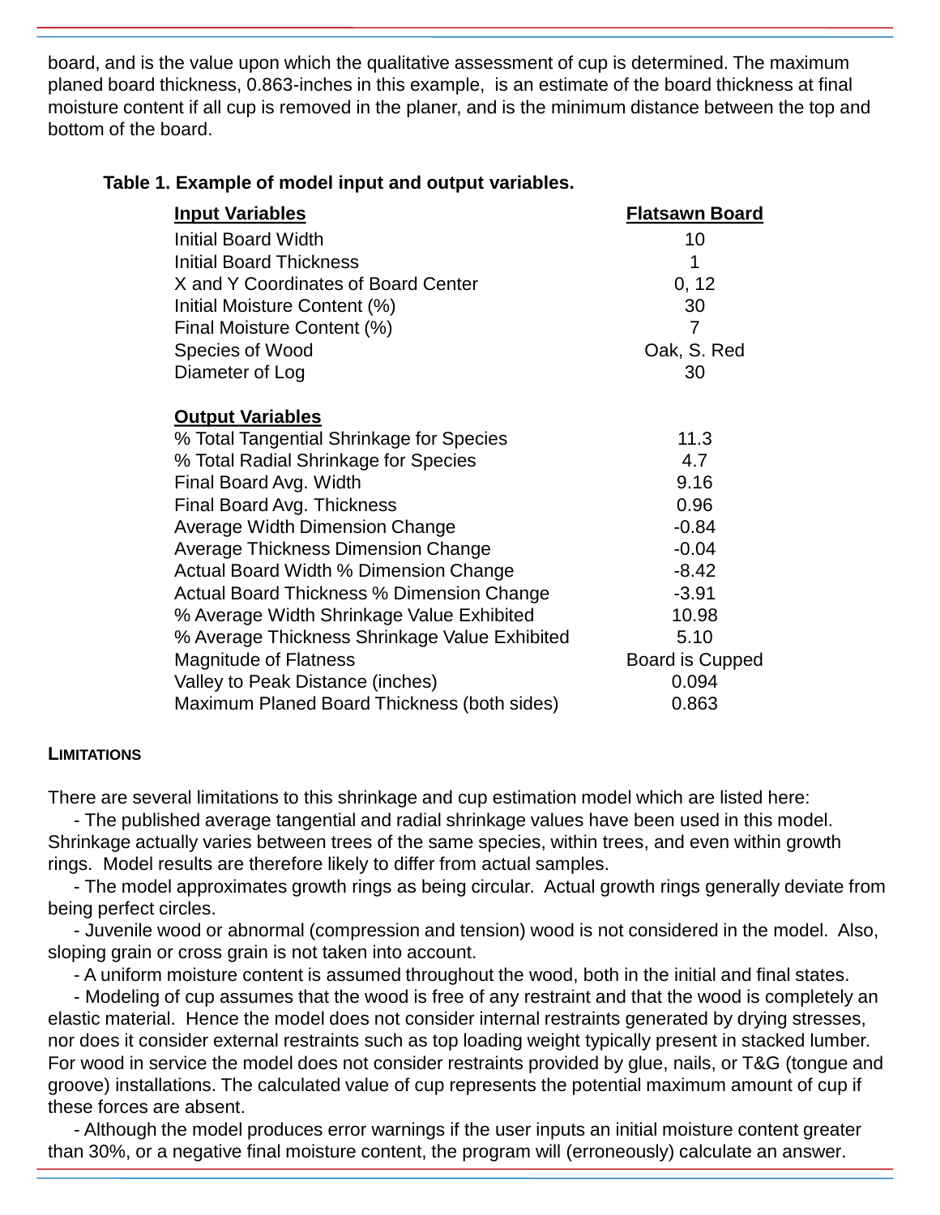board, and is the value upon which the qualitative assessment of cup is determined. The maximum planed board thickness, 0.863-inches in this example, is an estimate of the board thickness at final moisture content if all cup is removed in the planer, and is the minimum distance between the top and bottom of the board.

**Table 1. Example of model input and output variables.**

| **Input Variables** | **Flatsawn Board** |
|---|---|
| Initial Board Width | 10 |
| Initial Board Thickness | 1 |
| X and Y Coordinates of Board Center | 0, 12 |
| Initial Moisture Content (%) | 30 |
| Final Moisture Content (%) | 7 |
| Species of Wood | Oak, S. Red |
| Diameter of Log | 30 |
| **Output Variables** | |
| % Total Tangential Shrinkage for Species | 11.3 |
| % Total Radial Shrinkage for Species | 4.7 |
| Final Board Avg. Width | 9.16 |
| Final Board Avg. Thickness | 0.96 |
| Average Width Dimension Change | -0.84 |
| Average Thickness Dimension Change | -0.04 |
| Actual Board Width % Dimension Change | -8.42 |
| Actual Board Thickness % Dimension Change | -3.91 |
| % Average Width Shrinkage Value Exhibited | 10.98 |
| % Average Thickness Shrinkage Value Exhibited | 5.10 |
| Magnitude of Flatness | Board is Cupped |
| Valley to Peak Distance (inches) | 0.094 |
| Maximum Planed Board Thickness (both sides) | 0.863 |

## LIMITATIONS

There are several limitations to this shrinkage and cup estimation model which are listed here:

- The published average tangential and radial shrinkage values have been used in this model. Shrinkage actually varies between trees of the same species, within trees, and even within growth rings. Model results are therefore likely to differ from actual samples.
- The model approximates growth rings as being circular. Actual growth rings generally deviate from being perfect circles.
- Juvenile wood or abnormal (compression and tension) wood is not considered in the model. Also, sloping grain or cross grain is not taken into account.
- A uniform moisture content is assumed throughout the wood, both in the initial and final states.
- Modeling of cup assumes that the wood is free of any restraint and that the wood is completely an elastic material. Hence the model does not consider internal restraints generated by drying stresses, nor does it consider external restraints such as top loading weight typically present in stacked lumber. For wood in service the model does not consider restraints provided by glue, nails, or T&G (tongue and groove) installations. The calculated value of cup represents the potential maximum amount of cup if these forces are absent.
- Although the model produces error warnings if the user inputs an initial moisture content greater than 30%, or a negative final moisture content, the program will (erroneously) calculate an answer.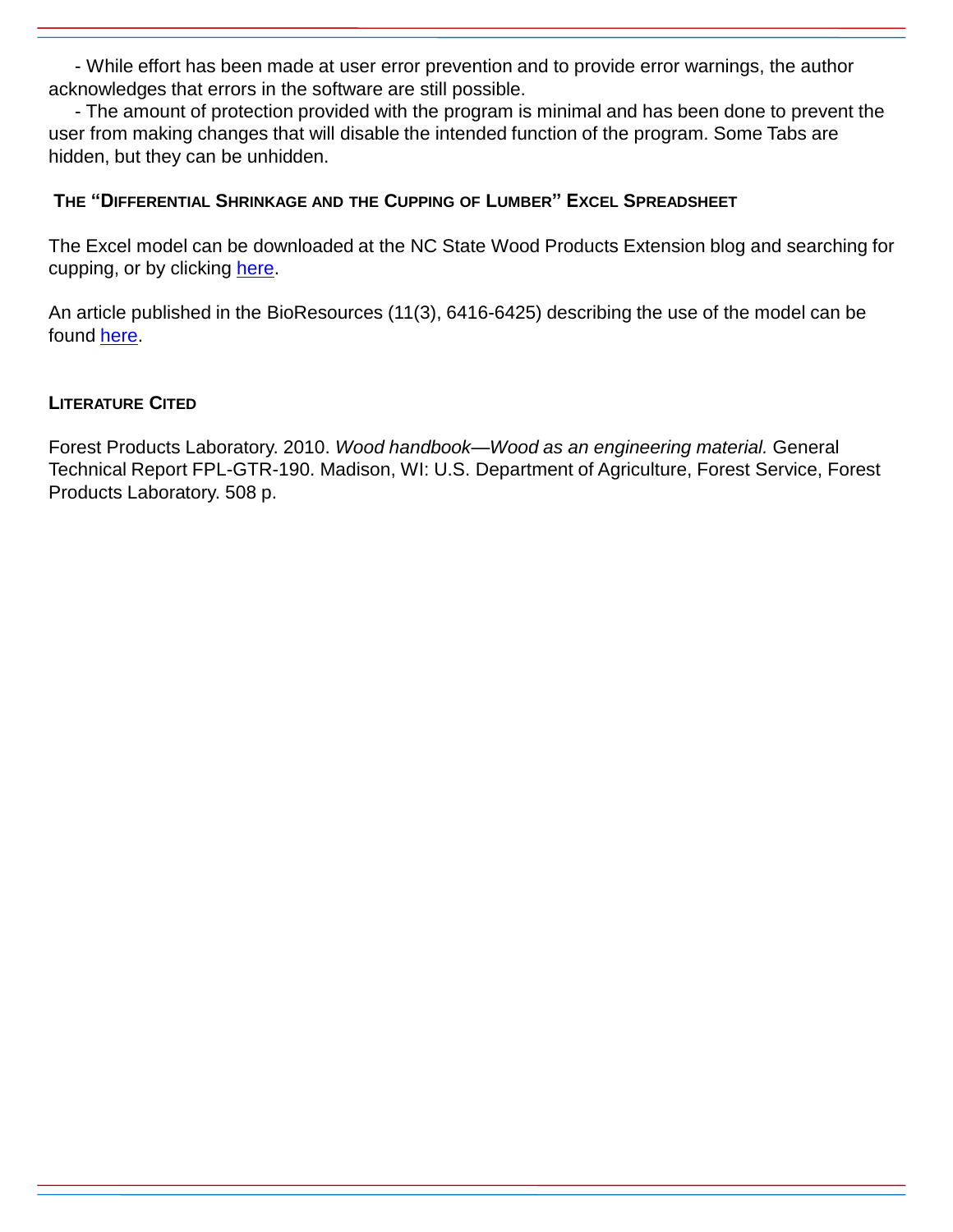- While effort has been made at user error prevention and to provide error warnings, the author acknowledges that errors in the software are still possible.

- The amount of protection provided with the program is minimal and has been done to prevent the user from making changes that will disable the intended function of the program. Some Tabs are hidden, but they can be unhidden.

## The "Differential Shrinkage and the Cupping of Lumber" Excel Spreadsheet

The Excel model can be downloaded at the NC State Wood Products Extension blog and searching for cupping, or by clicking here.

An article published in the BioResources (11(3), 6416-6425) describing the use of the model can be found here.

## Literature Cited

Forest Products Laboratory. 2010. *Wood handbook—Wood as an engineering material.* General Technical Report FPL-GTR-190. Madison, WI: U.S. Department of Agriculture, Forest Service, Forest Products Laboratory. 508 p.